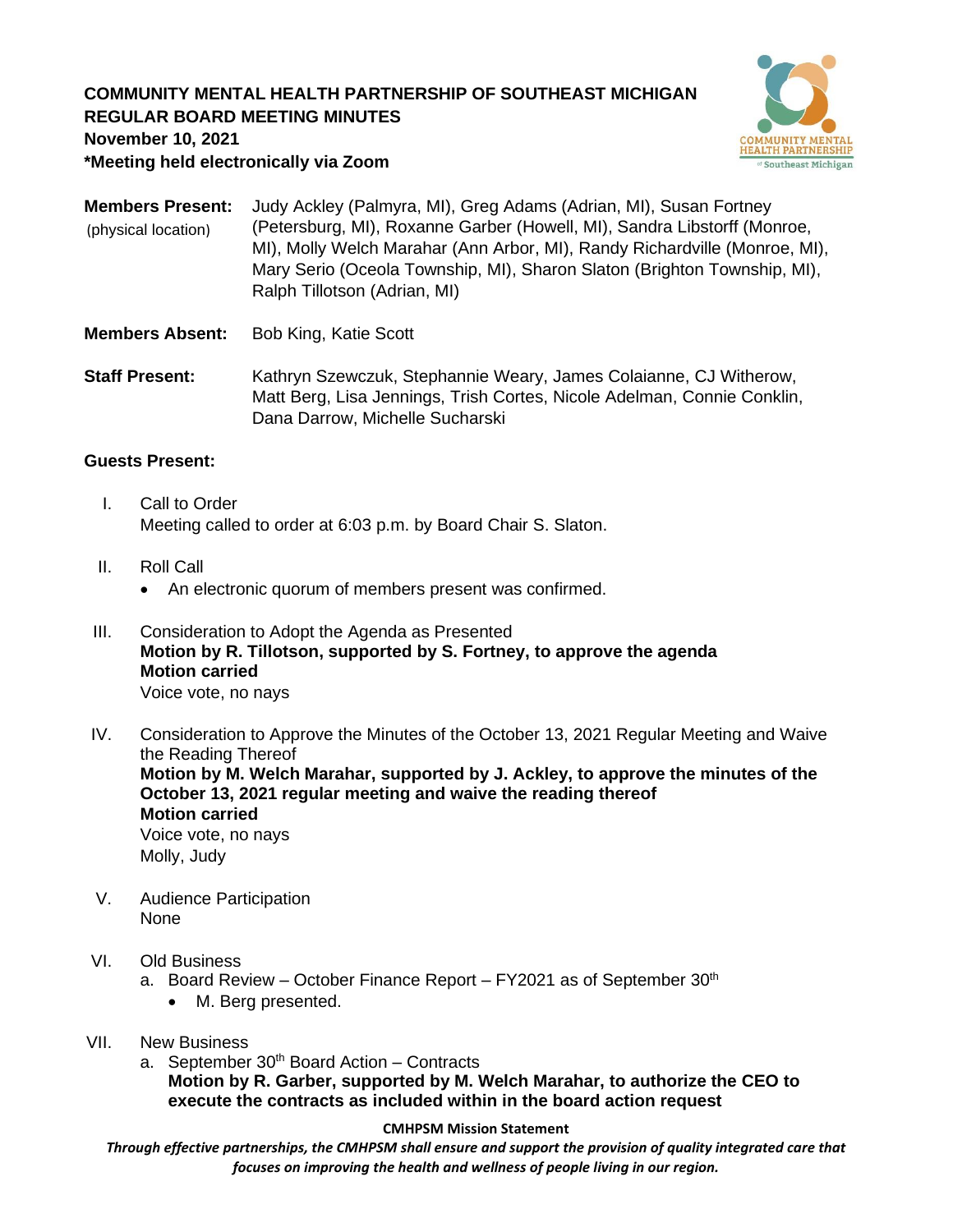**COMMUNITY MENTAL HEALTH PARTNERSHIP OF SOUTHEAST MICHIGAN**
**REGULAR BOARD MEETING MINUTES**
**November 10, 2021**
***Meeting held electronically via Zoom**

**Members Present:** (physical location) Judy Ackley (Palmyra, MI), Greg Adams (Adrian, MI), Susan Fortney (Petersburg, MI), Roxanne Garber (Howell, MI), Sandra Libstorff (Monroe, MI), Molly Welch Marahar (Ann Arbor, MI), Randy Richardville (Monroe, MI), Mary Serio (Oceola Township, MI), Sharon Slaton (Brighton Township, MI), Ralph Tillotson (Adrian, MI)

**Members Absent:** Bob King, Katie Scott

**Staff Present:** Kathryn Szewczuk, Stephannie Weary, James Colaianne, CJ Witherow, Matt Berg, Lisa Jennings, Trish Cortes, Nicole Adelman, Connie Conklin, Dana Darrow, Michelle Sucharski

**Guests Present:**

I. Call to Order
   Meeting called to order at 6:03 p.m. by Board Chair S. Slaton.

II. Roll Call
   - An electronic quorum of members present was confirmed.

III. Consideration to Adopt the Agenda as Presented
   **Motion by R. Tillotson, supported by S. Fortney, to approve the agenda**
   **Motion carried**
   Voice vote, no nays

IV. Consideration to Approve the Minutes of the October 13, 2021 Regular Meeting and Waive the Reading Thereof
   **Motion by M. Welch Marahar, supported by J. Ackley, to approve the minutes of the October 13, 2021 regular meeting and waive the reading thereof**
   **Motion carried**
   Voice vote, no nays
   Molly, Judy

V. Audience Participation
   None

VI. Old Business
   a. Board Review – October Finance Report – FY2021 as of September 30th
      - M. Berg presented.

VII. New Business
   a. September 30th Board Action – Contracts
      **Motion by R. Garber, supported by M. Welch Marahar, to authorize the CEO to execute the contracts as included within in the board action request**

**CMHPSM Mission Statement**
*Through effective partnerships, the CMHPSM shall ensure and support the provision of quality integrated care that focuses on improving the health and wellness of people living in our region.*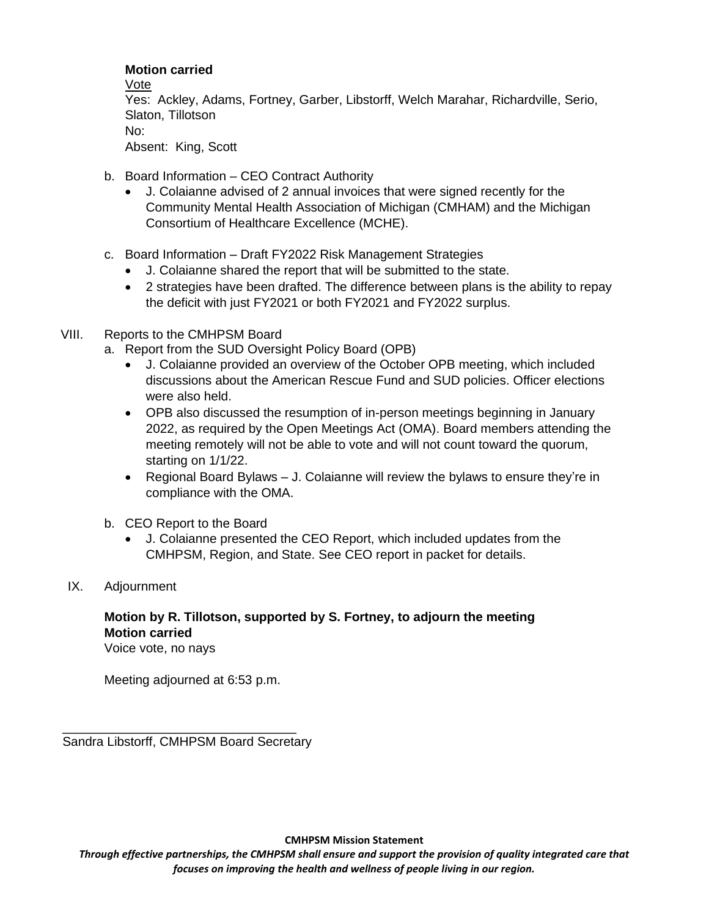**Motion carried**

<u>Vote</u>

Yes: Ackley, Adams, Fortney, Garber, Libstorff, Welch Marahar, Richardville, Serio, Slaton, Tillotson

No:

Absent: King, Scott

b. Board Information – CEO Contract Authority
   - J. Colaianne advised of 2 annual invoices that were signed recently for the Community Mental Health Association of Michigan (CMHAM) and the Michigan Consortium of Healthcare Excellence (MCHE).

c. Board Information – Draft FY2022 Risk Management Strategies
   - J. Colaianne shared the report that will be submitted to the state.
   - 2 strategies have been drafted. The difference between plans is the ability to repay the deficit with just FY2021 or both FY2021 and FY2022 surplus.

VIII. Reports to the CMHPSM Board

a. Report from the SUD Oversight Policy Board (OPB)
   - J. Colaianne provided an overview of the October OPB meeting, which included discussions about the American Rescue Fund and SUD policies. Officer elections were also held.
   - OPB also discussed the resumption of in-person meetings beginning in January 2022, as required by the Open Meetings Act (OMA). Board members attending the meeting remotely will not be able to vote and will not count toward the quorum, starting on 1/1/22.
   - Regional Board Bylaws – J. Colaianne will review the bylaws to ensure they're in compliance with the OMA.

b. CEO Report to the Board
   - J. Colaianne presented the CEO Report, which included updates from the CMHPSM, Region, and State. See CEO report in packet for details.

IX. Adjournment

**Motion by R. Tillotson, supported by S. Fortney, to adjourn the meeting**
**Motion carried**
Voice vote, no nays

Meeting adjourned at 6:53 p.m.

_________________________________
Sandra Libstorff, CMHPSM Board Secretary

**CMHPSM Mission Statement**

***Through effective partnerships, the CMHPSM shall ensure and support the provision of quality integrated care that focuses on improving the health and wellness of people living in our region.***